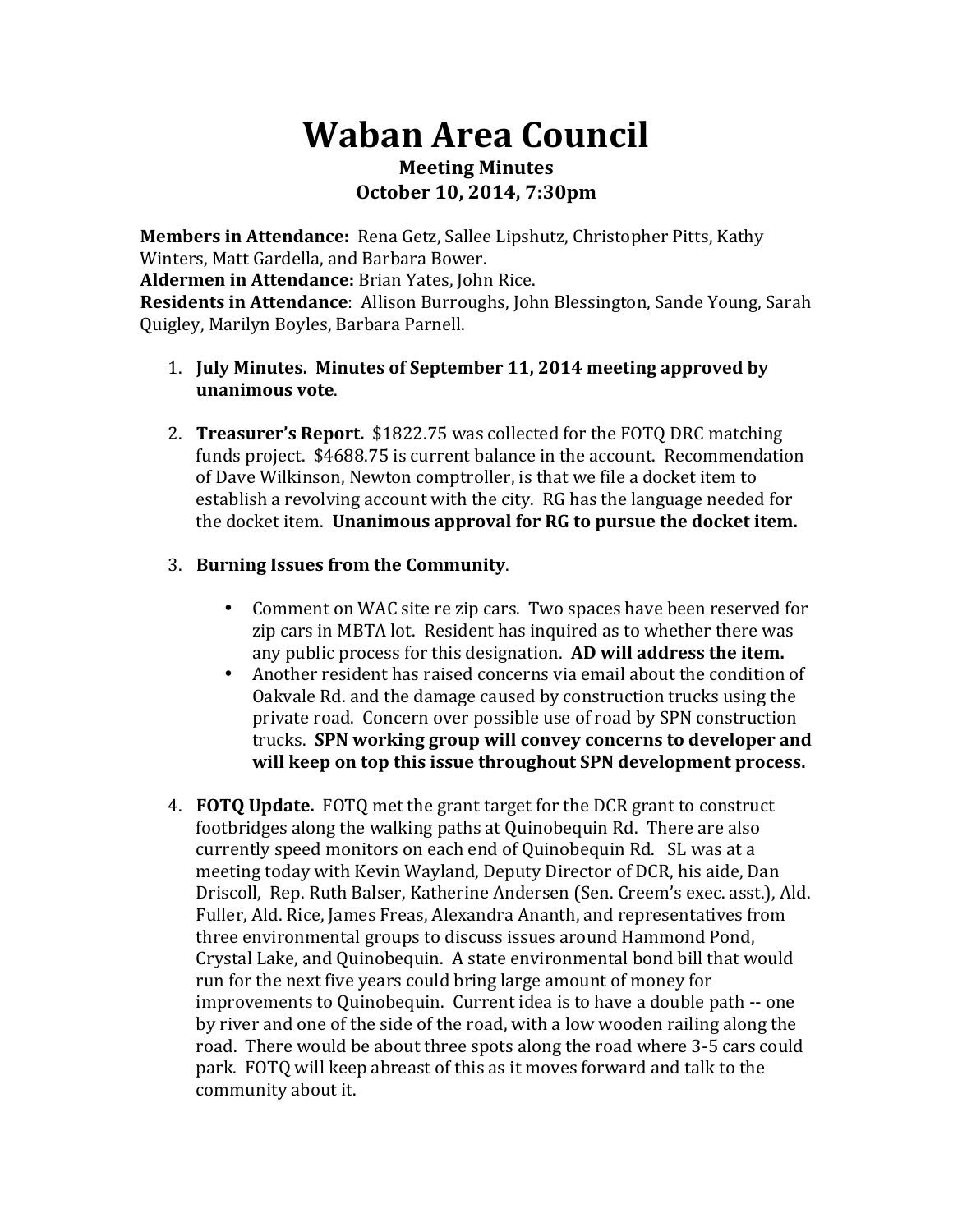# Waban Area Council

### Meeting Minutes
### October 10, 2014, 7:30pm

**Members in Attendance:** Rena Getz, Sallee Lipshutz, Christopher Pitts, Kathy Winters, Matt Gardella, and Barbara Bower.
**Aldermen in Attendance:** Brian Yates, John Rice.
**Residents in Attendance**: Allison Burroughs, John Blessington, Sande Young, Sarah Quigley, Marilyn Boyles, Barbara Parnell.

1. **July Minutes. Minutes of September 11, 2014 meeting approved by unanimous vote**.

2. **Treasurer's Report.** $1822.75 was collected for the FOTQ DRC matching funds project. $4688.75 is current balance in the account. Recommendation of Dave Wilkinson, Newton comptroller, is that we file a docket item to establish a revolving account with the city. RG has the language needed for the docket item. **Unanimous approval for RG to pursue the docket item.**

3. **Burning Issues from the Community**.

   - Comment on WAC site re zip cars. Two spaces have been reserved for zip cars in MBTA lot. Resident has inquired as to whether there was any public process for this designation. **AD will address the item.**
   - Another resident has raised concerns via email about the condition of Oakvale Rd. and the damage caused by construction trucks using the private road. Concern over possible use of road by SPN construction trucks. **SPN working group will convey concerns to developer and will keep on top this issue throughout SPN development process.**

4. **FOTQ Update.** FOTQ met the grant target for the DCR grant to construct footbridges along the walking paths at Quinobequin Rd. There are also currently speed monitors on each end of Quinobequin Rd. SL was at a meeting today with Kevin Wayland, Deputy Director of DCR, his aide, Dan Driscoll, Rep. Ruth Balser, Katherine Andersen (Sen. Creem's exec. asst.), Ald. Fuller, Ald. Rice, James Freas, Alexandra Ananth, and representatives from three environmental groups to discuss issues around Hammond Pond, Crystal Lake, and Quinobequin. A state environmental bond bill that would run for the next five years could bring large amount of money for improvements to Quinobequin. Current idea is to have a double path -- one by river and one of the side of the road, with a low wooden railing along the road. There would be about three spots along the road where 3-5 cars could park. FOTQ will keep abreast of this as it moves forward and talk to the community about it.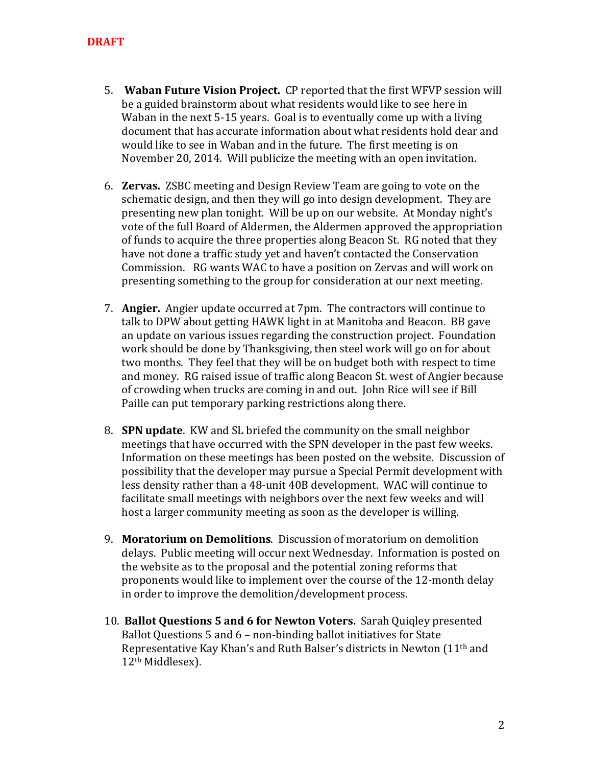**DRAFT**

5. **Waban Future Vision Project.** CP reported that the first WFVP session will be a guided brainstorm about what residents would like to see here in Waban in the next 5-15 years. Goal is to eventually come up with a living document that has accurate information about what residents hold dear and would like to see in Waban and in the future. The first meeting is on November 20, 2014. Will publicize the meeting with an open invitation.

6. **Zervas.** ZSBC meeting and Design Review Team are going to vote on the schematic design, and then they will go into design development. They are presenting new plan tonight. Will be up on our website. At Monday night's vote of the full Board of Aldermen, the Aldermen approved the appropriation of funds to acquire the three properties along Beacon St. RG noted that they have not done a traffic study yet and haven't contacted the Conservation Commission. RG wants WAC to have a position on Zervas and will work on presenting something to the group for consideration at our next meeting.

7. **Angier.** Angier update occurred at 7pm. The contractors will continue to talk to DPW about getting HAWK light in at Manitoba and Beacon. BB gave an update on various issues regarding the construction project. Foundation work should be done by Thanksgiving, then steel work will go on for about two months. They feel that they will be on budget both with respect to time and money. RG raised issue of traffic along Beacon St. west of Angier because of crowding when trucks are coming in and out. John Rice will see if Bill Paille can put temporary parking restrictions along there.

8. **SPN update**. KW and SL briefed the community on the small neighbor meetings that have occurred with the SPN developer in the past few weeks. Information on these meetings has been posted on the website. Discussion of possibility that the developer may pursue a Special Permit development with less density rather than a 48-unit 40B development. WAC will continue to facilitate small meetings with neighbors over the next few weeks and will host a larger community meeting as soon as the developer is willing.

9. **Moratorium on Demolitions**. Discussion of moratorium on demolition delays. Public meeting will occur next Wednesday. Information is posted on the website as to the proposal and the potential zoning reforms that proponents would like to implement over the course of the 12-month delay in order to improve the demolition/development process.

10. **Ballot Questions 5 and 6 for Newton Voters.** Sarah Quiqley presented Ballot Questions 5 and 6 – non-binding ballot initiatives for State Representative Kay Khan's and Ruth Balser's districts in Newton (11th and 12th Middlesex).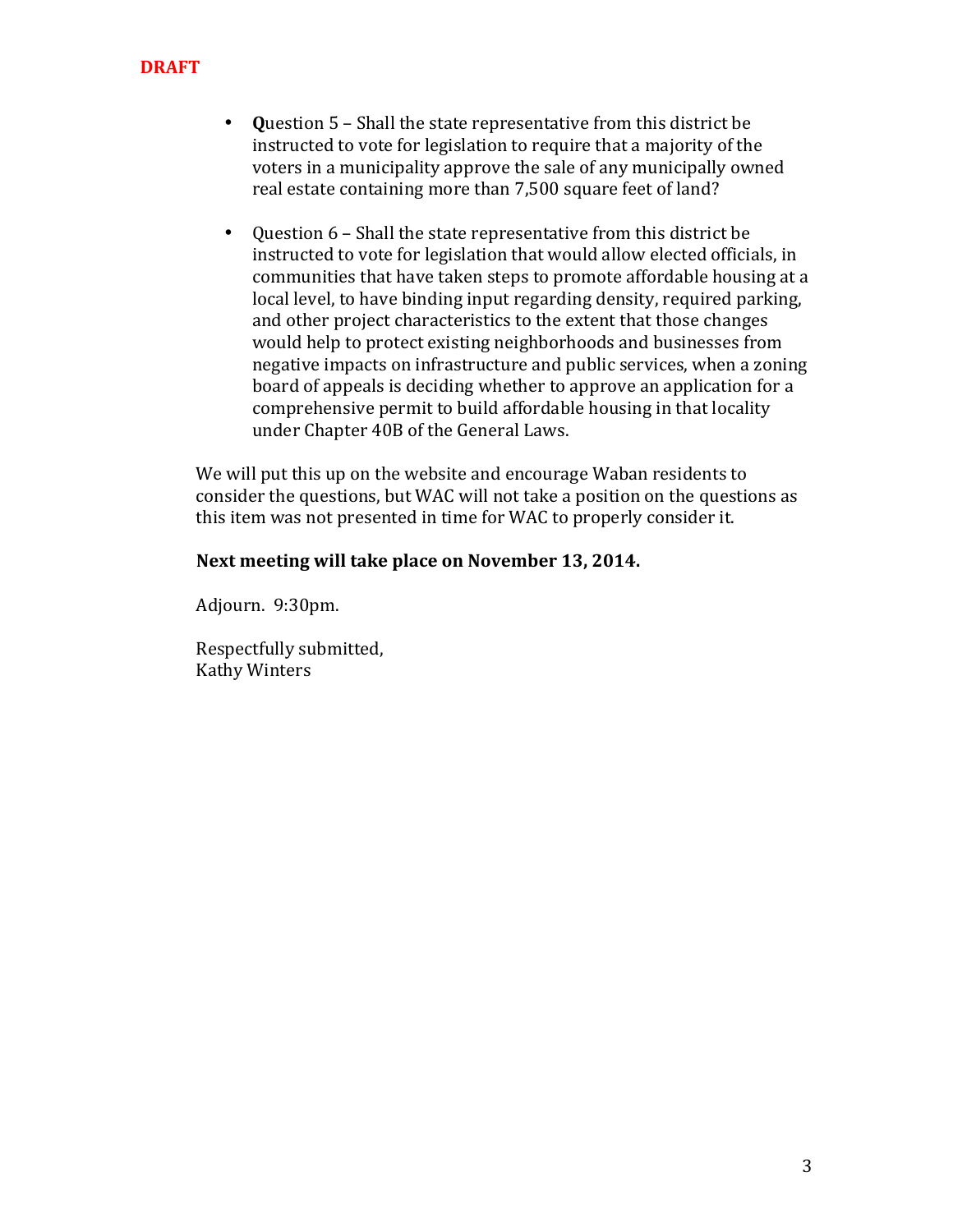**DRAFT**

- **Q**uestion 5 – Shall the state representative from this district be instructed to vote for legislation to require that a majority of the voters in a municipality approve the sale of any municipally owned real estate containing more than 7,500 square feet of land?

- Question 6 – Shall the state representative from this district be instructed to vote for legislation that would allow elected officials, in communities that have taken steps to promote affordable housing at a local level, to have binding input regarding density, required parking, and other project characteristics to the extent that those changes would help to protect existing neighborhoods and businesses from negative impacts on infrastructure and public services, when a zoning board of appeals is deciding whether to approve an application for a comprehensive permit to build affordable housing in that locality under Chapter 40B of the General Laws.

We will put this up on the website and encourage Waban residents to consider the questions, but WAC will not take a position on the questions as this item was not presented in time for WAC to properly consider it.

**Next meeting will take place on November 13, 2014.**

Adjourn. 9:30pm.

Respectfully submitted,
Kathy Winters